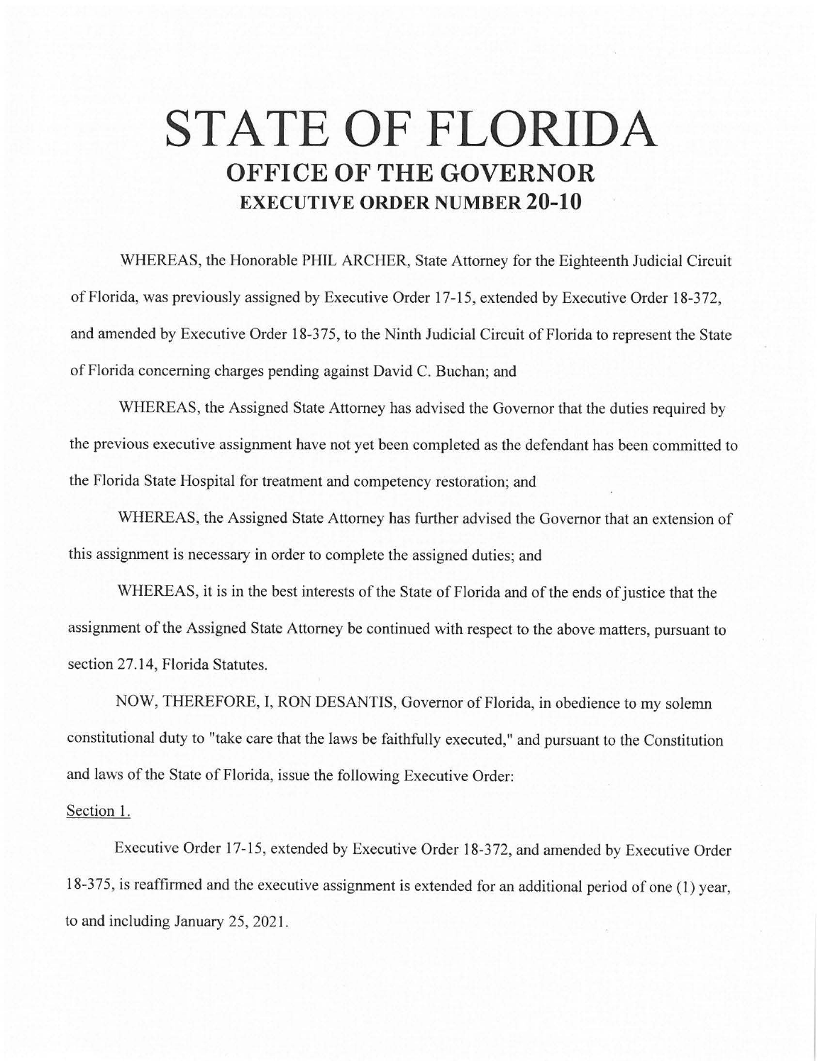# STATE OF FLORIDA

## OFFICE OF THE GOVERNOR

### EXECUTIVE ORDER NUMBER 20-10

WHEREAS, the Honorable PHIL ARCHER, State Attorney for the Eighteenth Judicial Circuit of Florida, was previously assigned by Executive Order 17-15, extended by Executive Order 18-372, and amended by Executive Order 18-375, to the Ninth Judicial Circuit of Florida to represent the State of Florida concerning charges pending against David C. Buchan; and

WHEREAS, the Assigned State Attorney has advised the Governor that the duties required by the previous executive assignment have not yet been completed as the defendant has been committed to the Florida State Hospital for treatment and competency restoration; and

WHEREAS, the Assigned State Attorney has further advised the Governor that an extension of this assignment is necessary in order to complete the assigned duties; and

WHEREAS, it is in the best interests of the State of Florida and of the ends of justice that the assignment of the Assigned State Attorney be continued with respect to the above matters, pursuant to section 27.14, Florida Statutes.

NOW, THEREFORE, I, RON DESANTIS, Governor of Florida, in obedience to my solemn constitutional duty to "take care that the laws be faithfully executed," and pursuant to the Constitution and laws of the State of Florida, issue the following Executive Order:

Section 1.

Executive Order 17-15, extended by Executive Order 18-372, and amended by Executive Order 18-375, is reaffirmed and the executive assignment is extended for an additional period of one (1) year, to and including January 25, 2021.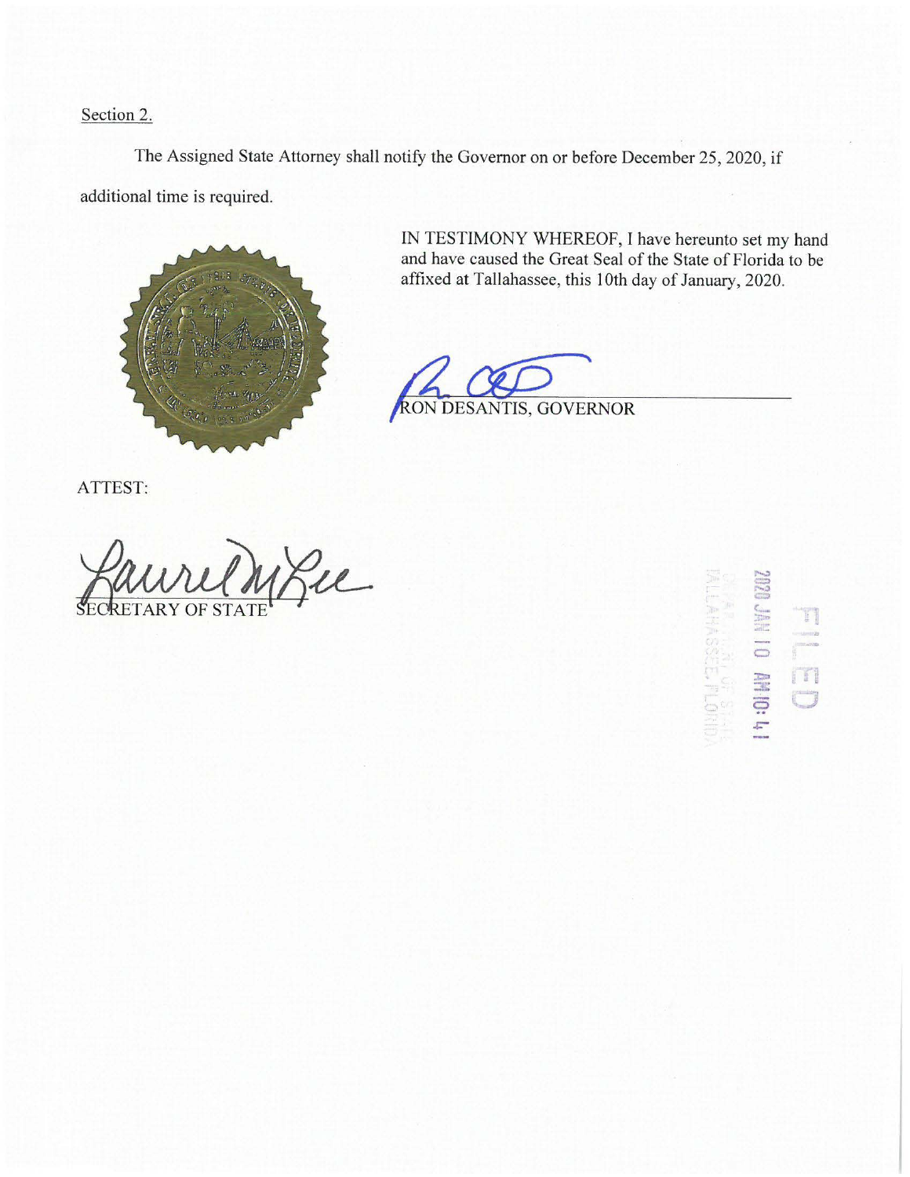Section 2.

The Assigned State Attorney shall notify the Governor on or before December 25, 2020, if additional time is required.

IN TESTIMONY WHEREOF, I have hereunto set my hand and have caused the Great Seal of the State of Florida to be affixed at Tallahassee, this 10th day of January, 2020.

RON DESANTIS, GOVERNOR

ATTEST:

SECRETARY OF STATE

FILED

2020 JAN 10 AM 10:41

DEPARTMENT OF STATE
TALLAHASSEE, FLORIDA